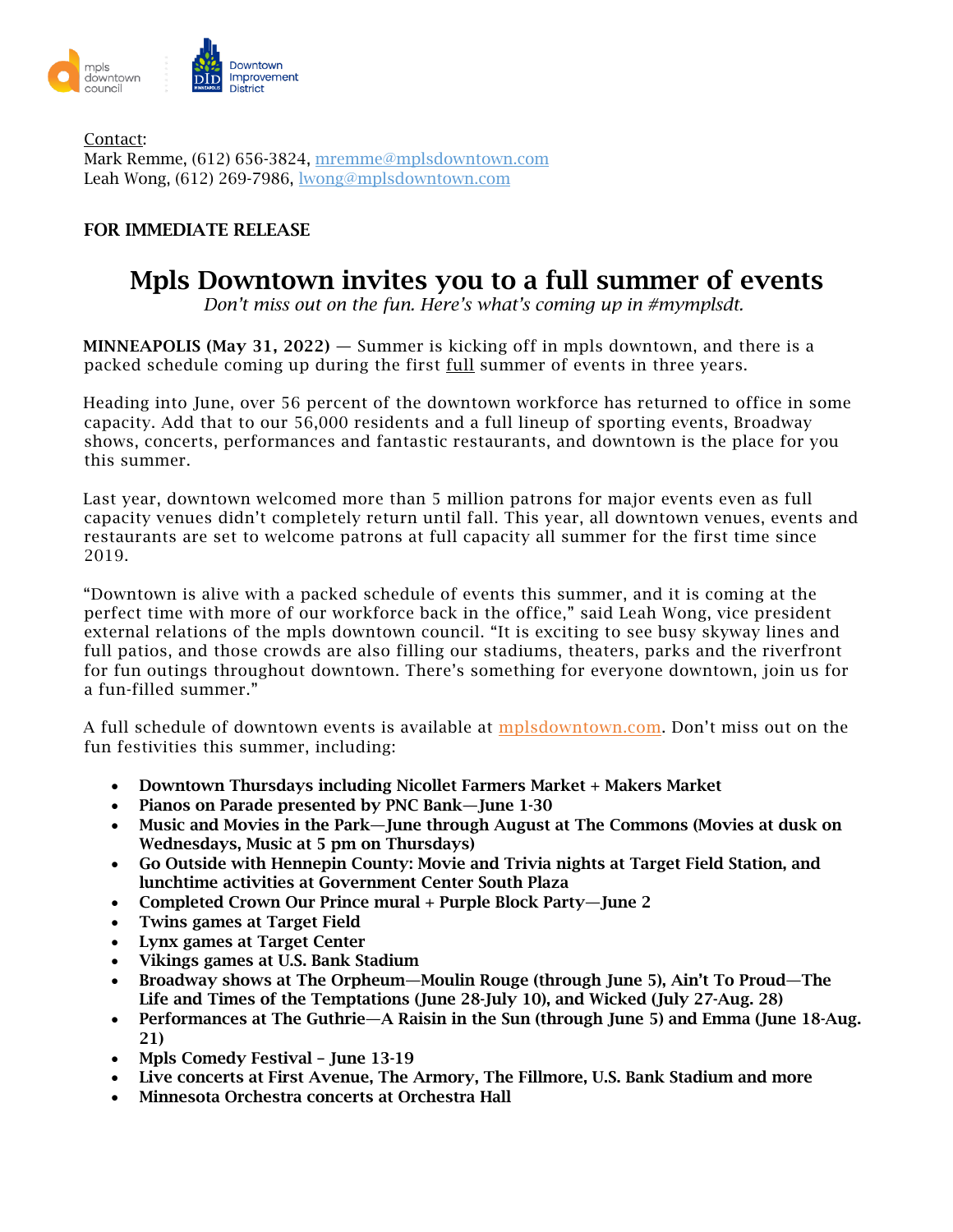mpls downtown council | Downtown Improvement District

Contact:
Mark Remme, (612) 656-3824, mremme@mplsdowntown.com
Leah Wong, (612) 269-7986, lwong@mplsdowntown.com

**FOR IMMEDIATE RELEASE**

# Mpls Downtown invites you to a full summer of events

*Don't miss out on the fun. Here's what's coming up in #mymplsdt.*

**MINNEAPOLIS (May 31, 2022)** — Summer is kicking off in mpls downtown, and there is a packed schedule coming up during the first full summer of events in three years.

Heading into June, over 56 percent of the downtown workforce has returned to office in some capacity. Add that to our 56,000 residents and a full lineup of sporting events, Broadway shows, concerts, performances and fantastic restaurants, and downtown is the place for you this summer.

Last year, downtown welcomed more than 5 million patrons for major events even as full capacity venues didn't completely return until fall. This year, all downtown venues, events and restaurants are set to welcome patrons at full capacity all summer for the first time since 2019.

"Downtown is alive with a packed schedule of events this summer, and it is coming at the perfect time with more of our workforce back in the office," said Leah Wong, vice president external relations of the mpls downtown council. "It is exciting to see busy skyway lines and full patios, and those crowds are also filling our stadiums, theaters, parks and the riverfront for fun outings throughout downtown. There's something for everyone downtown, join us for a fun-filled summer."

A full schedule of downtown events is available at mplsdowntown.com. Don't miss out on the fun festivities this summer, including:

- **Downtown Thursdays including Nicollet Farmers Market + Makers Market**
- **Pianos on Parade presented by PNC Bank—June 1-30**
- **Music and Movies in the Park—June through August at The Commons (Movies at dusk on Wednesdays, Music at 5 pm on Thursdays)**
- **Go Outside with Hennepin County: Movie and Trivia nights at Target Field Station, and lunchtime activities at Government Center South Plaza**
- **Completed Crown Our Prince mural + Purple Block Party—June 2**
- **Twins games at Target Field**
- **Lynx games at Target Center**
- **Vikings games at U.S. Bank Stadium**
- **Broadway shows at The Orpheum—Moulin Rouge (through June 5), Ain't To Proud—The Life and Times of the Temptations (June 28-July 10), and Wicked (July 27-Aug. 28)**
- **Performances at The Guthrie—A Raisin in the Sun (through June 5) and Emma (June 18-Aug. 21)**
- **Mpls Comedy Festival – June 13-19**
- **Live concerts at First Avenue, The Armory, The Fillmore, U.S. Bank Stadium and more**
- **Minnesota Orchestra concerts at Orchestra Hall**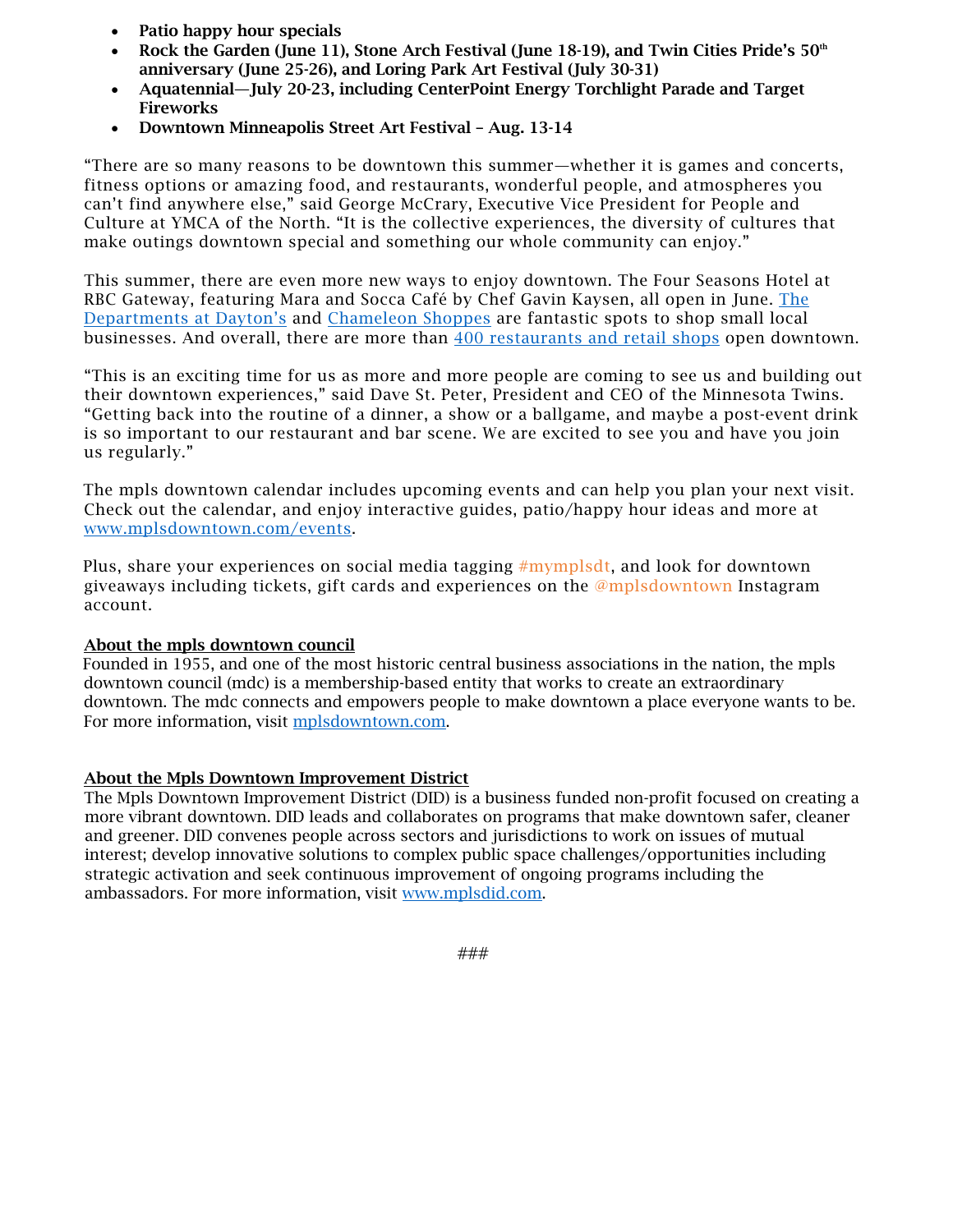- **Patio happy hour specials**
- **Rock the Garden (June 11), Stone Arch Festival (June 18-19), and Twin Cities Pride's 50th anniversary (June 25-26), and Loring Park Art Festival (July 30-31)**
- **Aquatennial—July 20-23, including CenterPoint Energy Torchlight Parade and Target Fireworks**
- **Downtown Minneapolis Street Art Festival – Aug. 13-14**

"There are so many reasons to be downtown this summer—whether it is games and concerts, fitness options or amazing food, and restaurants, wonderful people, and atmospheres you can't find anywhere else," said George McCrary, Executive Vice President for People and Culture at YMCA of the North. "It is the collective experiences, the diversity of cultures that make outings downtown special and something our whole community can enjoy."

This summer, there are even more new ways to enjoy downtown. The Four Seasons Hotel at RBC Gateway, featuring Mara and Socca Café by Chef Gavin Kaysen, all open in June. The Departments at Dayton's and Chameleon Shoppes are fantastic spots to shop small local businesses. And overall, there are more than 400 restaurants and retail shops open downtown.

"This is an exciting time for us as more and more people are coming to see us and building out their downtown experiences," said Dave St. Peter, President and CEO of the Minnesota Twins. "Getting back into the routine of a dinner, a show or a ballgame, and maybe a post-event drink is so important to our restaurant and bar scene. We are excited to see you and have you join us regularly."

The mpls downtown calendar includes upcoming events and can help you plan your next visit. Check out the calendar, and enjoy interactive guides, patio/happy hour ideas and more at www.mplsdowntown.com/events.

Plus, share your experiences on social media tagging #mymplsdt, and look for downtown giveaways including tickets, gift cards and experiences on the @mplsdowntown Instagram account.

**About the mpls downtown council**

Founded in 1955, and one of the most historic central business associations in the nation, the mpls downtown council (mdc) is a membership-based entity that works to create an extraordinary downtown. The mdc connects and empowers people to make downtown a place everyone wants to be. For more information, visit mplsdowntown.com.

**About the Mpls Downtown Improvement District**

The Mpls Downtown Improvement District (DID) is a business funded non-profit focused on creating a more vibrant downtown. DID leads and collaborates on programs that make downtown safer, cleaner and greener. DID convenes people across sectors and jurisdictions to work on issues of mutual interest; develop innovative solutions to complex public space challenges/opportunities including strategic activation and seek continuous improvement of ongoing programs including the ambassadors. For more information, visit www.mplsdid.com.

###